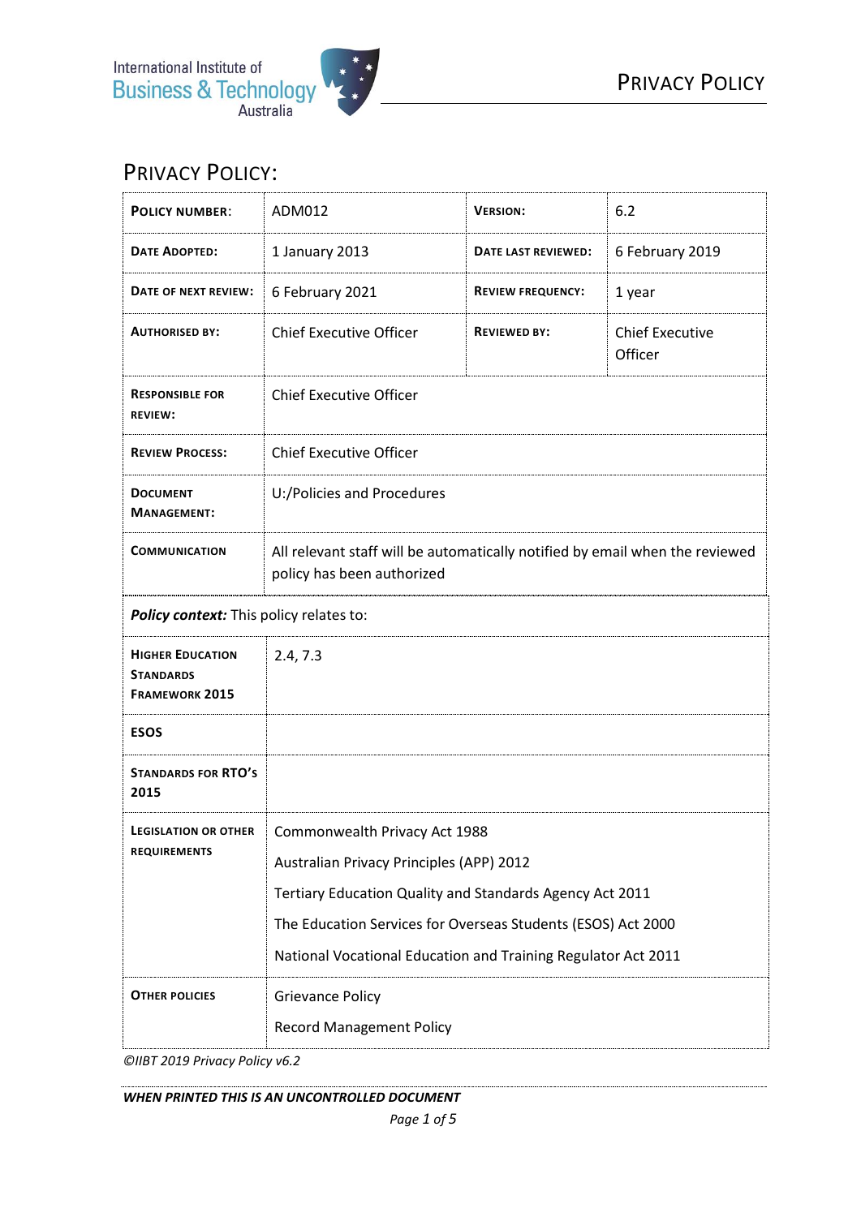# Privacy Policy:

| **Policy Number**: | ADM012 | **Version:** | 6.2 |
|---|---|---|---|
| **Date Adopted:** | 1 January 2013 | **Date last reviewed:** | 6 February 2019 |
| **Date of next review:** | 6 February 2021 | **Review frequency:** | 1 year |
| **Authorised by:** | Chief Executive Officer | **Reviewed by:** | Chief Executive Officer |
| **Responsible for review:** | Chief Executive Officer | | |
| **Review Process:** | Chief Executive Officer | | |
| **Document Management:** | U:/Policies and Procedures | | |
| **Communication** | All relevant staff will be automatically notified by email when the reviewed policy has been authorized | | |

***Policy context:*** This policy relates to:

| | |
|---|---|
| **Higher Education Standards Framework 2015** | 2.4, 7.3 |
| **ESOS** | |
| **Standards for RTO's 2015** | |
| **Legislation or other requirements** | Commonwealth Privacy Act 1988<br>Australian Privacy Principles (APP) 2012<br>Tertiary Education Quality and Standards Agency Act 2011<br>The Education Services for Overseas Students (ESOS) Act 2000<br>National Vocational Education and Training Regulator Act 2011 |
| **Other policies** | Grievance Policy<br>Record Management Policy |

*©IIBT 2019 Privacy Policy v6.2*

***WHEN PRINTED THIS IS AN UNCONTROLLED DOCUMENT***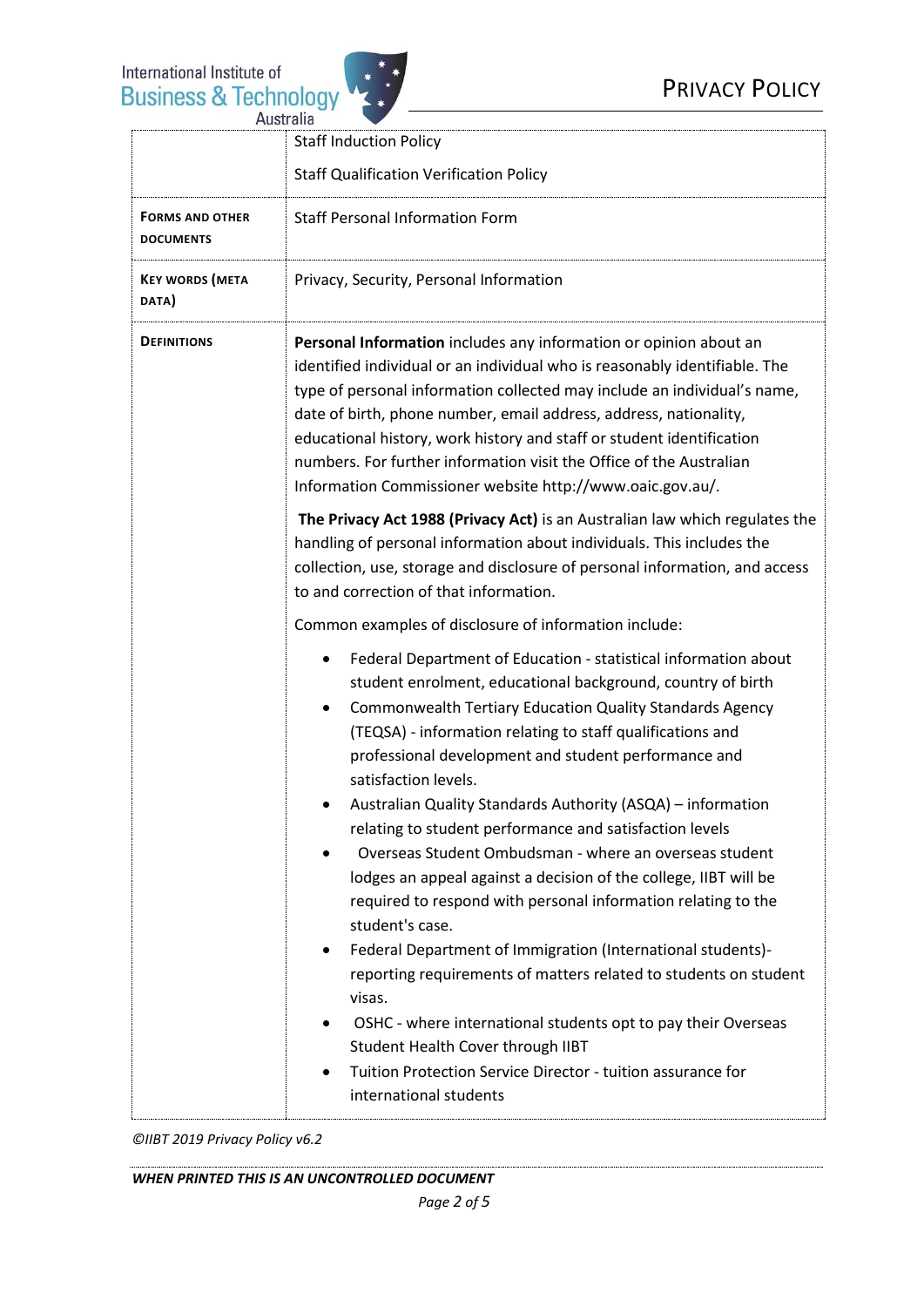| | |
|---|---|
| | Staff Induction Policy<br><br>Staff Qualification Verification Policy |
| **Forms and other documents** | Staff Personal Information Form |
| **Key words (meta data)** | Privacy, Security, Personal Information |
| **Definitions** | **Personal Information** includes any information or opinion about an identified individual or an individual who is reasonably identifiable. The type of personal information collected may include an individual's name, date of birth, phone number, email address, address, nationality, educational history, work history and staff or student identification numbers. For further information visit the Office of the Australian Information Commissioner website http://www.oaic.gov.au/.<br><br>**The Privacy Act 1988 (Privacy Act)** is an Australian law which regulates the handling of personal information about individuals. This includes the collection, use, storage and disclosure of personal information, and access to and correction of that information.<br><br>Common examples of disclosure of information include:<br><br>• Federal Department of Education - statistical information about student enrolment, educational background, country of birth<br>• Commonwealth Tertiary Education Quality Standards Agency (TEQSA) - information relating to staff qualifications and professional development and student performance and satisfaction levels.<br>• Australian Quality Standards Authority (ASQA) – information relating to student performance and satisfaction levels<br>• Overseas Student Ombudsman - where an overseas student lodges an appeal against a decision of the college, IIBT will be required to respond with personal information relating to the student's case.<br>• Federal Department of Immigration (International students)- reporting requirements of matters related to students on student visas.<br>• OSHC - where international students opt to pay their Overseas Student Health Cover through IIBT<br>• Tuition Protection Service Director - tuition assurance for international students |

*©IIBT 2019 Privacy Policy v6.2*

***WHEN PRINTED THIS IS AN UNCONTROLLED DOCUMENT***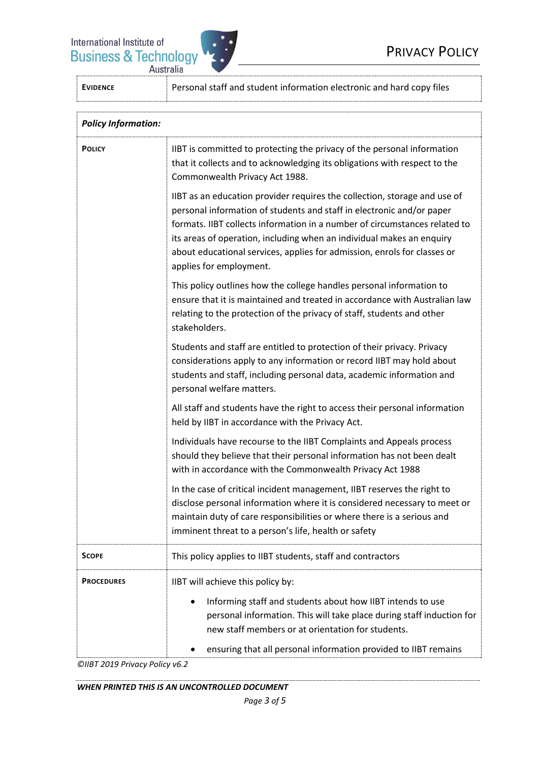| **EVIDENCE** | Personal staff and student information electronic and hard copy files |
|---|---|

| ***Policy Information:*** | |
|---|---|
| **POLICY** | IIBT is committed to protecting the privacy of the personal information that it collects and to acknowledging its obligations with respect to the Commonwealth Privacy Act 1988.<br><br>IIBT as an education provider requires the collection, storage and use of personal information of students and staff in electronic and/or paper formats. IIBT collects information in a number of circumstances related to its areas of operation, including when an individual makes an enquiry about educational services, applies for admission, enrols for classes or applies for employment.<br><br>This policy outlines how the college handles personal information to ensure that it is maintained and treated in accordance with Australian law relating to the protection of the privacy of staff, students and other stakeholders.<br><br>Students and staff are entitled to protection of their privacy. Privacy considerations apply to any information or record IIBT may hold about students and staff, including personal data, academic information and personal welfare matters.<br><br>All staff and students have the right to access their personal information held by IIBT in accordance with the Privacy Act.<br><br>Individuals have recourse to the IIBT Complaints and Appeals process should they believe that their personal information has not been dealt with in accordance with the Commonwealth Privacy Act 1988<br><br>In the case of critical incident management, IIBT reserves the right to disclose personal information where it is considered necessary to meet or maintain duty of care responsibilities or where there is a serious and imminent threat to a person's life, health or safety |
| **SCOPE** | This policy applies to IIBT students, staff and contractors |
| **PROCEDURES** | IIBT will achieve this policy by:<br><br>• Informing staff and students about how IIBT intends to use personal information. This will take place during staff induction for new staff members or at orientation for students.<br><br>• ensuring that all personal information provided to IIBT remains |

*©IIBT 2019 Privacy Policy v6.2*

***WHEN PRINTED THIS IS AN UNCONTROLLED DOCUMENT***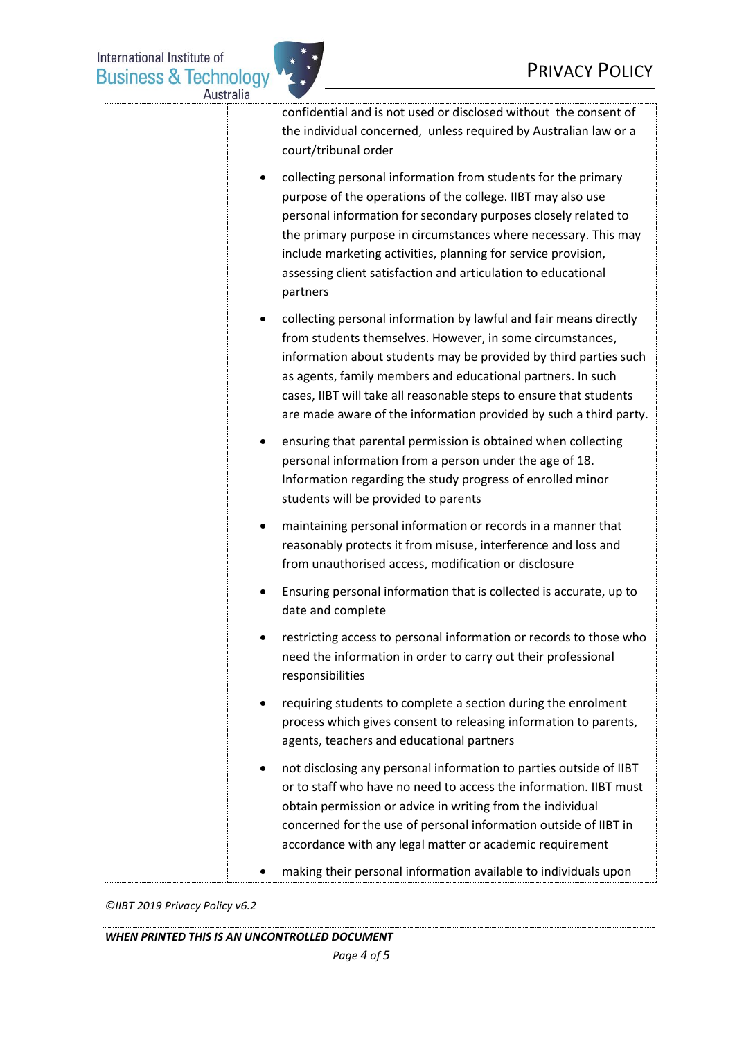confidential and is not used or disclosed without the consent of the individual concerned, unless required by Australian law or a court/tribunal order

- collecting personal information from students for the primary purpose of the operations of the college. IIBT may also use personal information for secondary purposes closely related to the primary purpose in circumstances where necessary. This may include marketing activities, planning for service provision, assessing client satisfaction and articulation to educational partners
- collecting personal information by lawful and fair means directly from students themselves. However, in some circumstances, information about students may be provided by third parties such as agents, family members and educational partners. In such cases, IIBT will take all reasonable steps to ensure that students are made aware of the information provided by such a third party.
- ensuring that parental permission is obtained when collecting personal information from a person under the age of 18. Information regarding the study progress of enrolled minor students will be provided to parents
- maintaining personal information or records in a manner that reasonably protects it from misuse, interference and loss and from unauthorised access, modification or disclosure
- Ensuring personal information that is collected is accurate, up to date and complete
- restricting access to personal information or records to those who need the information in order to carry out their professional responsibilities
- requiring students to complete a section during the enrolment process which gives consent to releasing information to parents, agents, teachers and educational partners
- not disclosing any personal information to parties outside of IIBT or to staff who have no need to access the information. IIBT must obtain permission or advice in writing from the individual concerned for the use of personal information outside of IIBT in accordance with any legal matter or academic requirement
- making their personal information available to individuals upon

*©IIBT 2019 Privacy Policy v6.2*

***WHEN PRINTED THIS IS AN UNCONTROLLED DOCUMENT***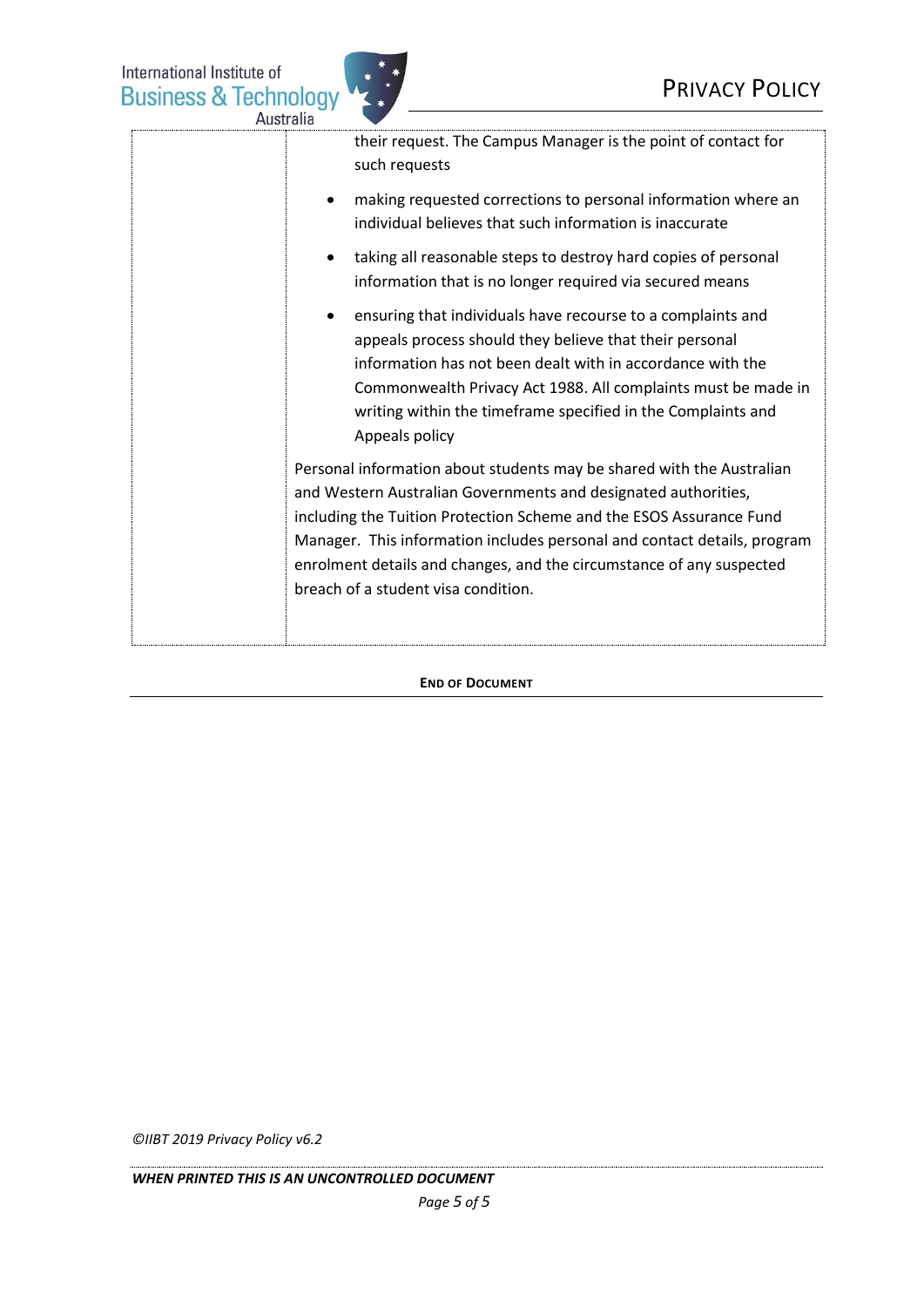their request. The Campus Manager is the point of contact for such requests

- making requested corrections to personal information where an individual believes that such information is inaccurate
- taking all reasonable steps to destroy hard copies of personal information that is no longer required via secured means
- ensuring that individuals have recourse to a complaints and appeals process should they believe that their personal information has not been dealt with in accordance with the Commonwealth Privacy Act 1988. All complaints must be made in writing within the timeframe specified in the Complaints and Appeals policy

Personal information about students may be shared with the Australian and Western Australian Governments and designated authorities, including the Tuition Protection Scheme and the ESOS Assurance Fund Manager. This information includes personal and contact details, program enrolment details and changes, and the circumstance of any suspected breach of a student visa condition.

**END OF DOCUMENT**

*©IIBT 2019 Privacy Policy v6.2*

***WHEN PRINTED THIS IS AN UNCONTROLLED DOCUMENT***